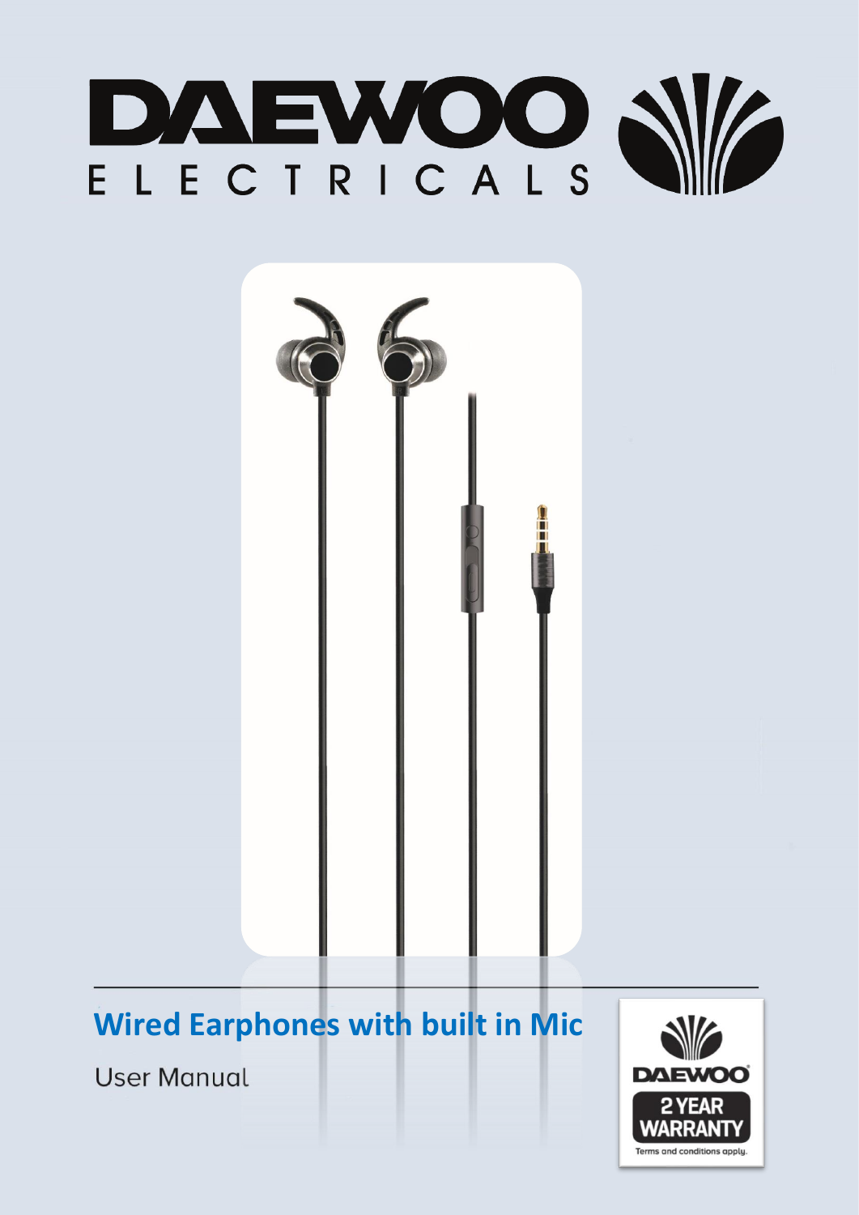# DAEWOO ELECTRICALS

## Wired Earphones with built in Mic

User Manual

DAEWOO 2 YEAR WARRANTY

Terms and conditions apply.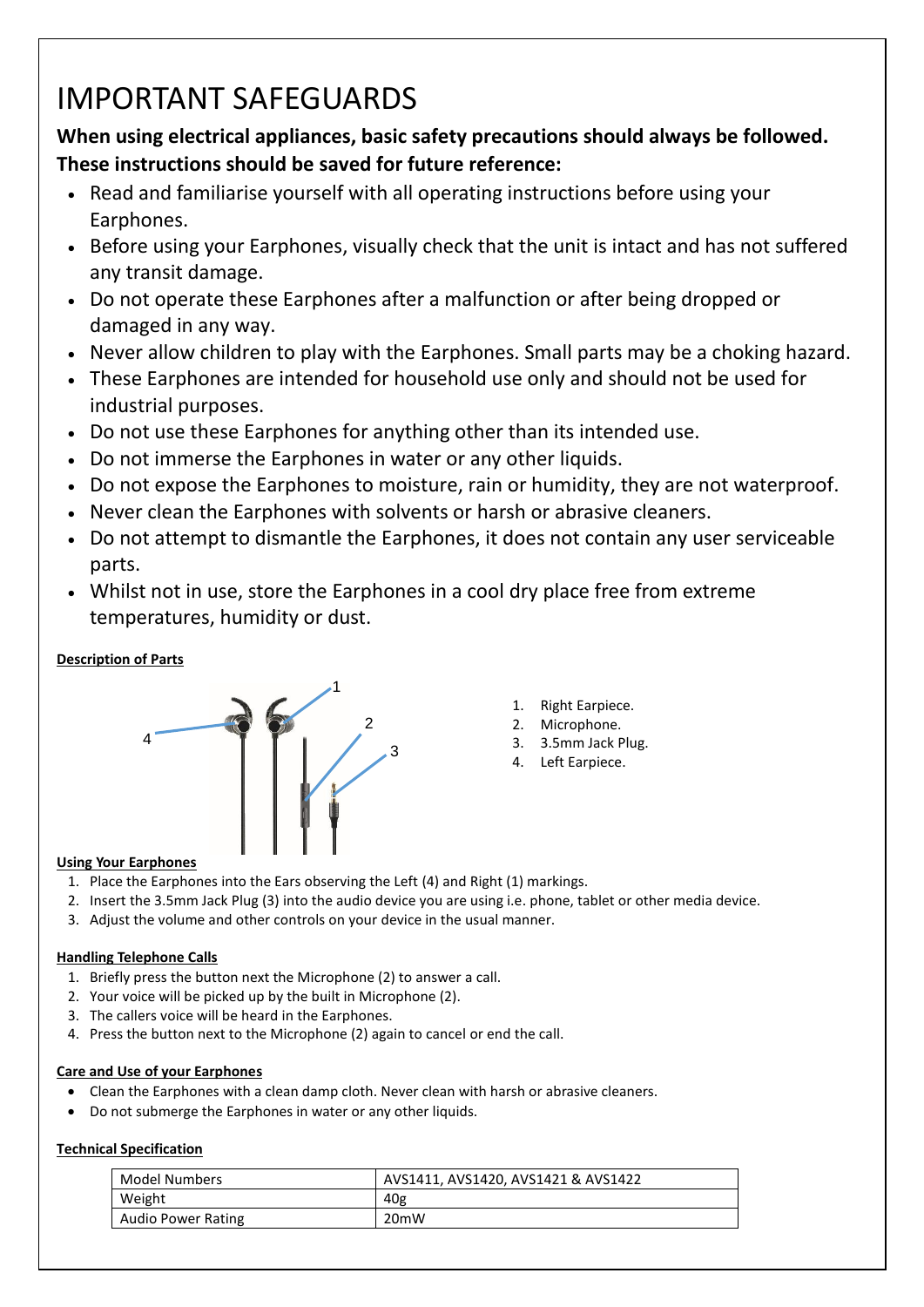# IMPORTANT SAFEGUARDS

**When using electrical appliances, basic safety precautions should always be followed. These instructions should be saved for future reference:**

- Read and familiarise yourself with all operating instructions before using your Earphones.
- Before using your Earphones, visually check that the unit is intact and has not suffered any transit damage.
- Do not operate these Earphones after a malfunction or after being dropped or damaged in any way.
- Never allow children to play with the Earphones. Small parts may be a choking hazard.
- These Earphones are intended for household use only and should not be used for industrial purposes.
- Do not use these Earphones for anything other than its intended use.
- Do not immerse the Earphones in water or any other liquids.
- Do not expose the Earphones to moisture, rain or humidity, they are not waterproof.
- Never clean the Earphones with solvents or harsh or abrasive cleaners.
- Do not attempt to dismantle the Earphones, it does not contain any user serviceable parts.
- Whilst not in use, store the Earphones in a cool dry place free from extreme temperatures, humidity or dust.

**Description of Parts**

1. Right Earpiece.
2. Microphone.
3. 3.5mm Jack Plug.
4. Left Earpiece.

**Using Your Earphones**

1. Place the Earphones into the Ears observing the Left (4) and Right (1) markings.
2. Insert the 3.5mm Jack Plug (3) into the audio device you are using i.e. phone, tablet or other media device.
3. Adjust the volume and other controls on your device in the usual manner.

**Handling Telephone Calls**

1. Briefly press the button next the Microphone (2) to answer a call.
2. Your voice will be picked up by the built in Microphone (2).
3. The callers voice will be heard in the Earphones.
4. Press the button next to the Microphone (2) again to cancel or end the call.

**Care and Use of your Earphones**

- Clean the Earphones with a clean damp cloth. Never clean with harsh or abrasive cleaners.
- Do not submerge the Earphones in water or any other liquids.

**Technical Specification**

| Model Numbers | AVS1411, AVS1420, AVS1421 & AVS1422 |
|---|---|
| Weight | 40g |
| Audio Power Rating | 20mW |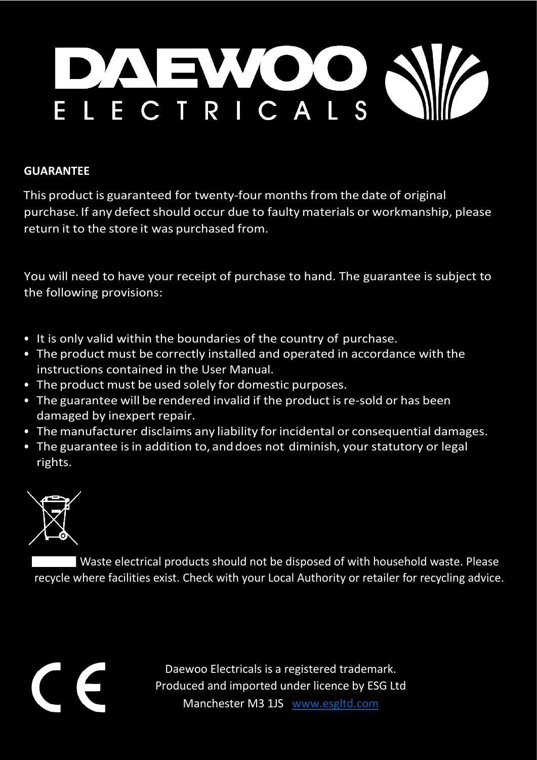DAEWOO ELECTRICALS

**GUARANTEE**

This product is guaranteed for twenty-four months from the date of original purchase. If any defect should occur due to faulty materials or workmanship, please return it to the store it was purchased from.

You will need to have your receipt of purchase to hand. The guarantee is subject to the following provisions:

- It is only valid within the boundaries of the country of purchase.
- The product must be correctly installed and operated in accordance with the instructions contained in the User Manual.
- The product must be used solely for domestic purposes.
- The guarantee will be rendered invalid if the product is re-sold or has been damaged by inexpert repair.
- The manufacturer disclaims any liability for incidental or consequential damages.
- The guarantee is in addition to, and does not diminish, your statutory or legal rights.

Waste electrical products should not be disposed of with household waste. Please recycle where facilities exist. Check with your Local Authority or retailer for recycling advice.

CE

Daewoo Electricals is a registered trademark.
Produced and imported under licence by ESG Ltd
Manchester M3 1JS www.esgltd.com